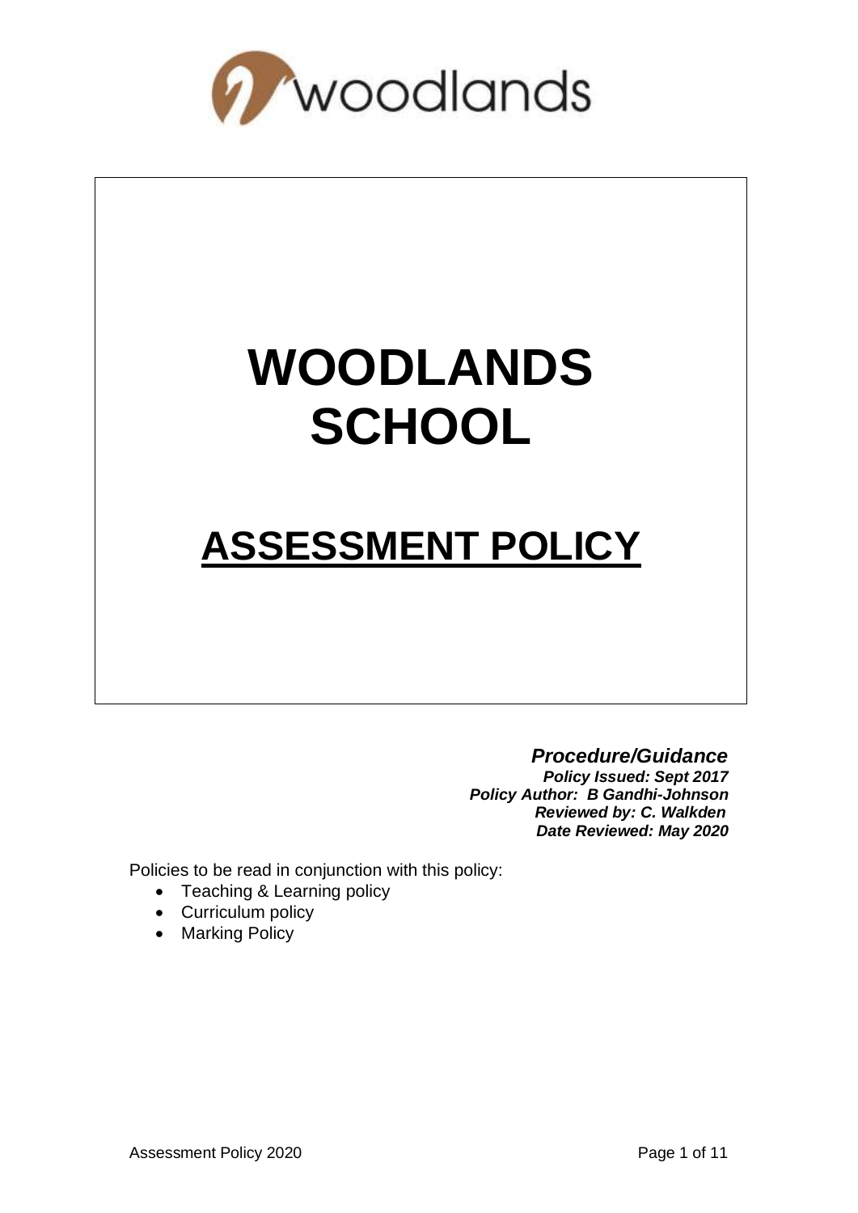woodlands

# WOODLANDS SCHOOL

## ASSESSMENT POLICY

***Procedure/Guidance***

***Policy Issued: Sept 2017***

***Policy Author: B Gandhi-Johnson***

***Reviewed by: C. Walkden***

***Date Reviewed: May 2020***

Policies to be read in conjunction with this policy:

- Teaching & Learning policy
- Curriculum policy
- Marking Policy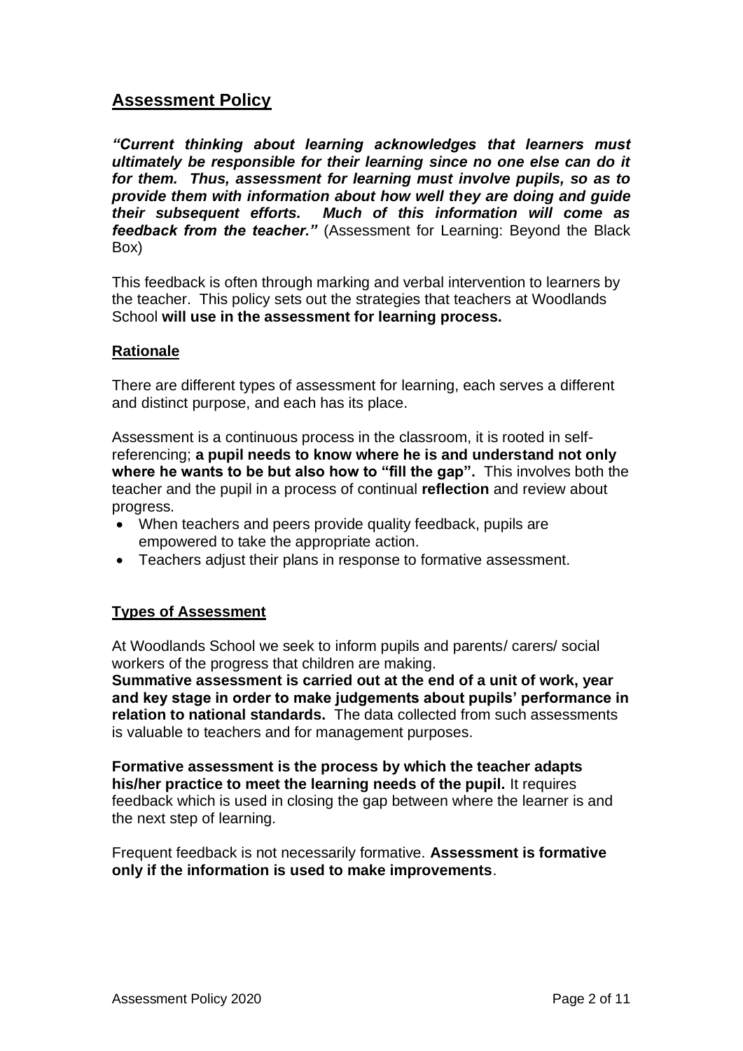## Assessment Policy

***"Current thinking about learning acknowledges that learners must ultimately be responsible for their learning since no one else can do it for them. Thus, assessment for learning must involve pupils, so as to provide them with information about how well they are doing and guide their subsequent efforts. Much of this information will come as feedback from the teacher."*** (Assessment for Learning: Beyond the Black Box)

This feedback is often through marking and verbal intervention to learners by the teacher. This policy sets out the strategies that teachers at Woodlands School **will use in the assessment for learning process.**

### Rationale

There are different types of assessment for learning, each serves a different and distinct purpose, and each has its place.

Assessment is a continuous process in the classroom, it is rooted in self-referencing; **a pupil needs to know where he is and understand not only where he wants to be but also how to "fill the gap".** This involves both the teacher and the pupil in a process of continual **reflection** and review about progress.

- When teachers and peers provide quality feedback, pupils are empowered to take the appropriate action.
- Teachers adjust their plans in response to formative assessment.

### Types of Assessment

At Woodlands School we seek to inform pupils and parents/ carers/ social workers of the progress that children are making.
**Summative assessment is carried out at the end of a unit of work, year and key stage in order to make judgements about pupils' performance in relation to national standards.** The data collected from such assessments is valuable to teachers and for management purposes.

**Formative assessment is the process by which the teacher adapts his/her practice to meet the learning needs of the pupil.** It requires feedback which is used in closing the gap between where the learner is and the next step of learning.

Frequent feedback is not necessarily formative. **Assessment is formative only if the information is used to make improvements**.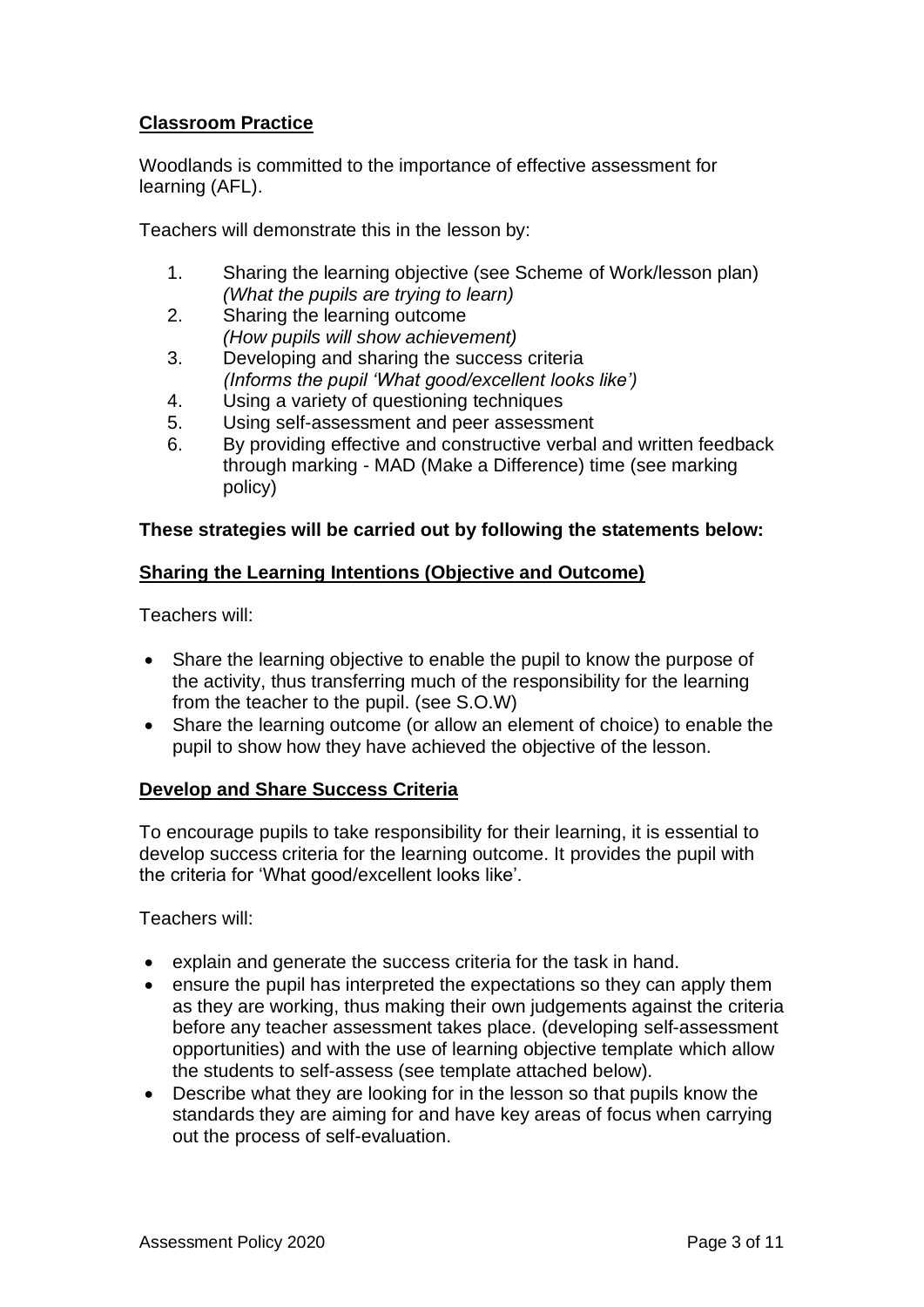## Classroom Practice

Woodlands is committed to the importance of effective assessment for learning (AFL).

Teachers will demonstrate this in the lesson by:

1. Sharing the learning objective (see Scheme of Work/lesson plan) *(What the pupils are trying to learn)*
2. Sharing the learning outcome *(How pupils will show achievement)*
3. Developing and sharing the success criteria *(Informs the pupil 'What good/excellent looks like')*
4. Using a variety of questioning techniques
5. Using self-assessment and peer assessment
6. By providing effective and constructive verbal and written feedback through marking - MAD (Make a Difference) time (see marking policy)

**These strategies will be carried out by following the statements below:**

## Sharing the Learning Intentions (Objective and Outcome)

Teachers will:

- Share the learning objective to enable the pupil to know the purpose of the activity, thus transferring much of the responsibility for the learning from the teacher to the pupil. (see S.O.W)
- Share the learning outcome (or allow an element of choice) to enable the pupil to show how they have achieved the objective of the lesson.

## Develop and Share Success Criteria

To encourage pupils to take responsibility for their learning, it is essential to develop success criteria for the learning outcome. It provides the pupil with the criteria for 'What good/excellent looks like'.

Teachers will:

- explain and generate the success criteria for the task in hand.
- ensure the pupil has interpreted the expectations so they can apply them as they are working, thus making their own judgements against the criteria before any teacher assessment takes place. (developing self-assessment opportunities) and with the use of learning objective template which allow the students to self-assess (see template attached below).
- Describe what they are looking for in the lesson so that pupils know the standards they are aiming for and have key areas of focus when carrying out the process of self-evaluation.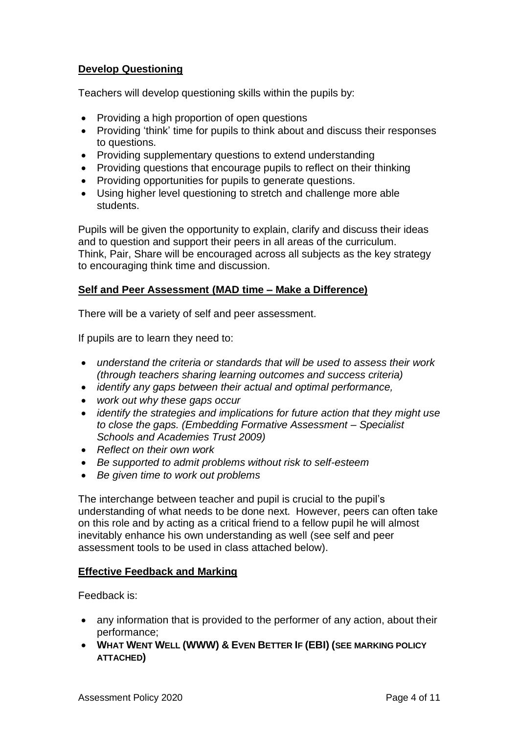**Develop Questioning**

Teachers will develop questioning skills within the pupils by:

- Providing a high proportion of open questions
- Providing 'think' time for pupils to think about and discuss their responses to questions.
- Providing supplementary questions to extend understanding
- Providing questions that encourage pupils to reflect on their thinking
- Providing opportunities for pupils to generate questions.
- Using higher level questioning to stretch and challenge more able students.

Pupils will be given the opportunity to explain, clarify and discuss their ideas and to question and support their peers in all areas of the curriculum. Think, Pair, Share will be encouraged across all subjects as the key strategy to encouraging think time and discussion.

**Self and Peer Assessment (MAD time – Make a Difference)**

There will be a variety of self and peer assessment.

If pupils are to learn they need to:

- *understand the criteria or standards that will be used to assess their work (through teachers sharing learning outcomes and success criteria)*
- *identify any gaps between their actual and optimal performance,*
- *work out why these gaps occur*
- *identify the strategies and implications for future action that they might use to close the gaps. (Embedding Formative Assessment – Specialist Schools and Academies Trust 2009)*
- *Reflect on their own work*
- *Be supported to admit problems without risk to self-esteem*
- *Be given time to work out problems*

The interchange between teacher and pupil is crucial to the pupil's understanding of what needs to be done next. However, peers can often take on this role and by acting as a critical friend to a fellow pupil he will almost inevitably enhance his own understanding as well (see self and peer assessment tools to be used in class attached below).

**Effective Feedback and Marking**

Feedback is:

- any information that is provided to the performer of any action, about their performance;
- **WHAT WENT WELL (WWW) & EVEN BETTER IF (EBI) (SEE MARKING POLICY ATTACHED)**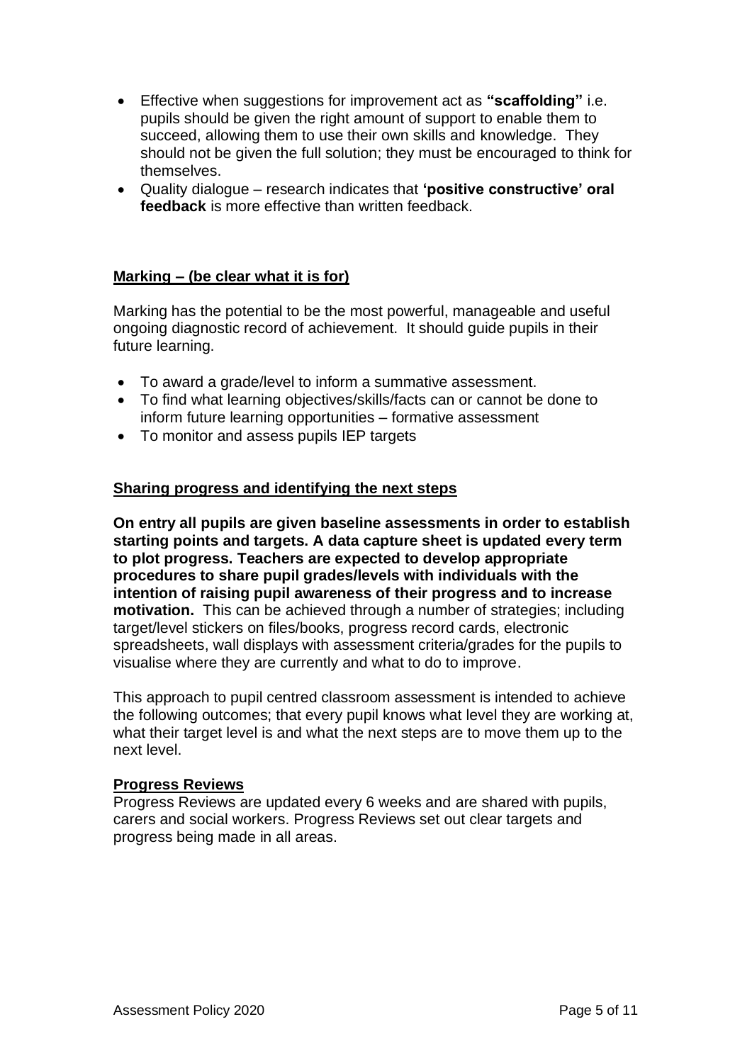- Effective when suggestions for improvement act as **"scaffolding"** i.e. pupils should be given the right amount of support to enable them to succeed, allowing them to use their own skills and knowledge. They should not be given the full solution; they must be encouraged to think for themselves.
- Quality dialogue – research indicates that **'positive constructive' oral feedback** is more effective than written feedback.

## Marking – (be clear what it is for)

Marking has the potential to be the most powerful, manageable and useful ongoing diagnostic record of achievement. It should guide pupils in their future learning.

- To award a grade/level to inform a summative assessment.
- To find what learning objectives/skills/facts can or cannot be done to inform future learning opportunities – formative assessment
- To monitor and assess pupils IEP targets

## Sharing progress and identifying the next steps

**On entry all pupils are given baseline assessments in order to establish starting points and targets. A data capture sheet is updated every term to plot progress. Teachers are expected to develop appropriate procedures to share pupil grades/levels with individuals with the intention of raising pupil awareness of their progress and to increase motivation.** This can be achieved through a number of strategies; including target/level stickers on files/books, progress record cards, electronic spreadsheets, wall displays with assessment criteria/grades for the pupils to visualise where they are currently and what to do to improve.

This approach to pupil centred classroom assessment is intended to achieve the following outcomes; that every pupil knows what level they are working at, what their target level is and what the next steps are to move them up to the next level.

## Progress Reviews

Progress Reviews are updated every 6 weeks and are shared with pupils, carers and social workers. Progress Reviews set out clear targets and progress being made in all areas.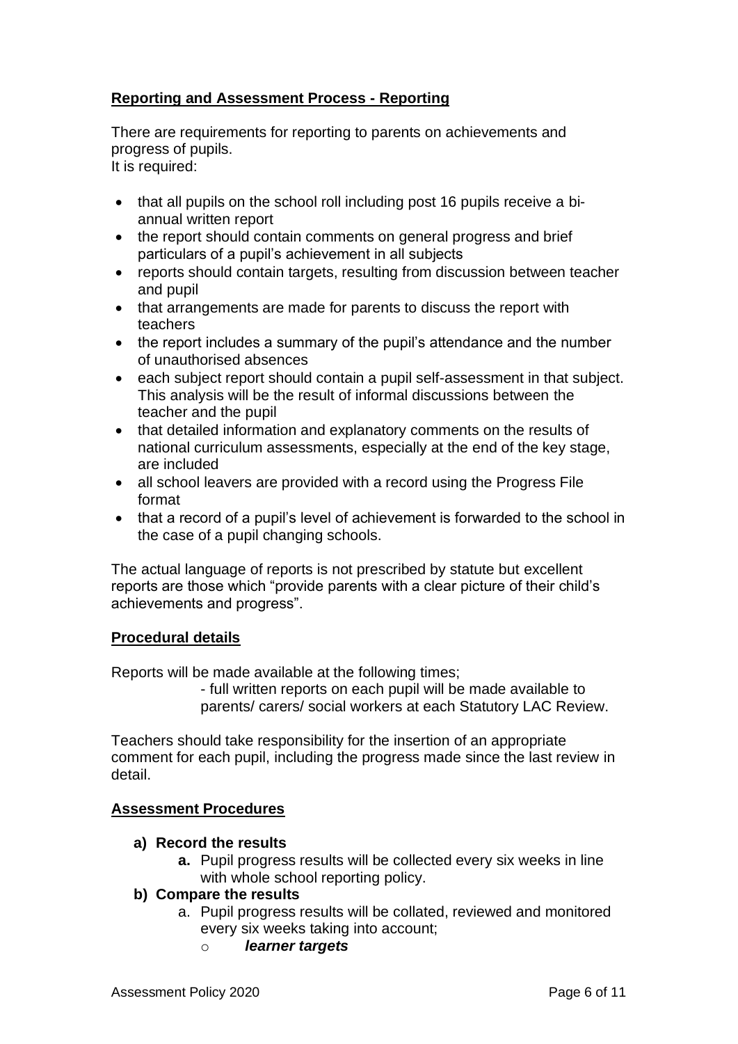## Reporting and Assessment Process - Reporting

There are requirements for reporting to parents on achievements and progress of pupils.
It is required:

- that all pupils on the school roll including post 16 pupils receive a bi-annual written report
- the report should contain comments on general progress and brief particulars of a pupil's achievement in all subjects
- reports should contain targets, resulting from discussion between teacher and pupil
- that arrangements are made for parents to discuss the report with teachers
- the report includes a summary of the pupil's attendance and the number of unauthorised absences
- each subject report should contain a pupil self-assessment in that subject. This analysis will be the result of informal discussions between the teacher and the pupil
- that detailed information and explanatory comments on the results of national curriculum assessments, especially at the end of the key stage, are included
- all school leavers are provided with a record using the Progress File format
- that a record of a pupil's level of achievement is forwarded to the school in the case of a pupil changing schools.

The actual language of reports is not prescribed by statute but excellent reports are those which "provide parents with a clear picture of their child's achievements and progress".

## Procedural details

Reports will be made available at the following times;

- full written reports on each pupil will be made available to parents/ carers/ social workers at each Statutory LAC Review.

Teachers should take responsibility for the insertion of an appropriate comment for each pupil, including the progress made since the last review in detail.

## Assessment Procedures

**a) Record the results**

  **a.** Pupil progress results will be collected every six weeks in line with whole school reporting policy.

**b) Compare the results**

  a. Pupil progress results will be collated, reviewed and monitored every six weeks taking into account;
    - ***learner targets***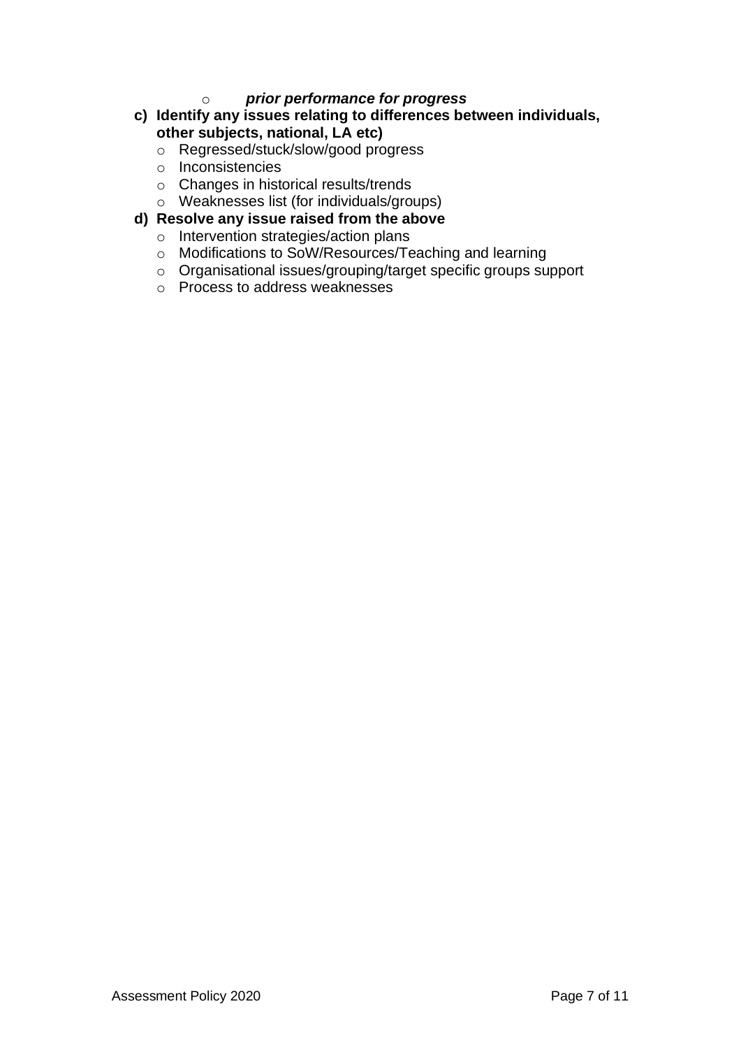- ***prior performance for progress***

**c) Identify any issues relating to differences between individuals, other subjects, national, LA etc)**

- Regressed/stuck/slow/good progress
- Inconsistencies
- Changes in historical results/trends
- Weaknesses list (for individuals/groups)

**d) Resolve any issue raised from the above**

- Intervention strategies/action plans
- Modifications to SoW/Resources/Teaching and learning
- Organisational issues/grouping/target specific groups support
- Process to address weaknesses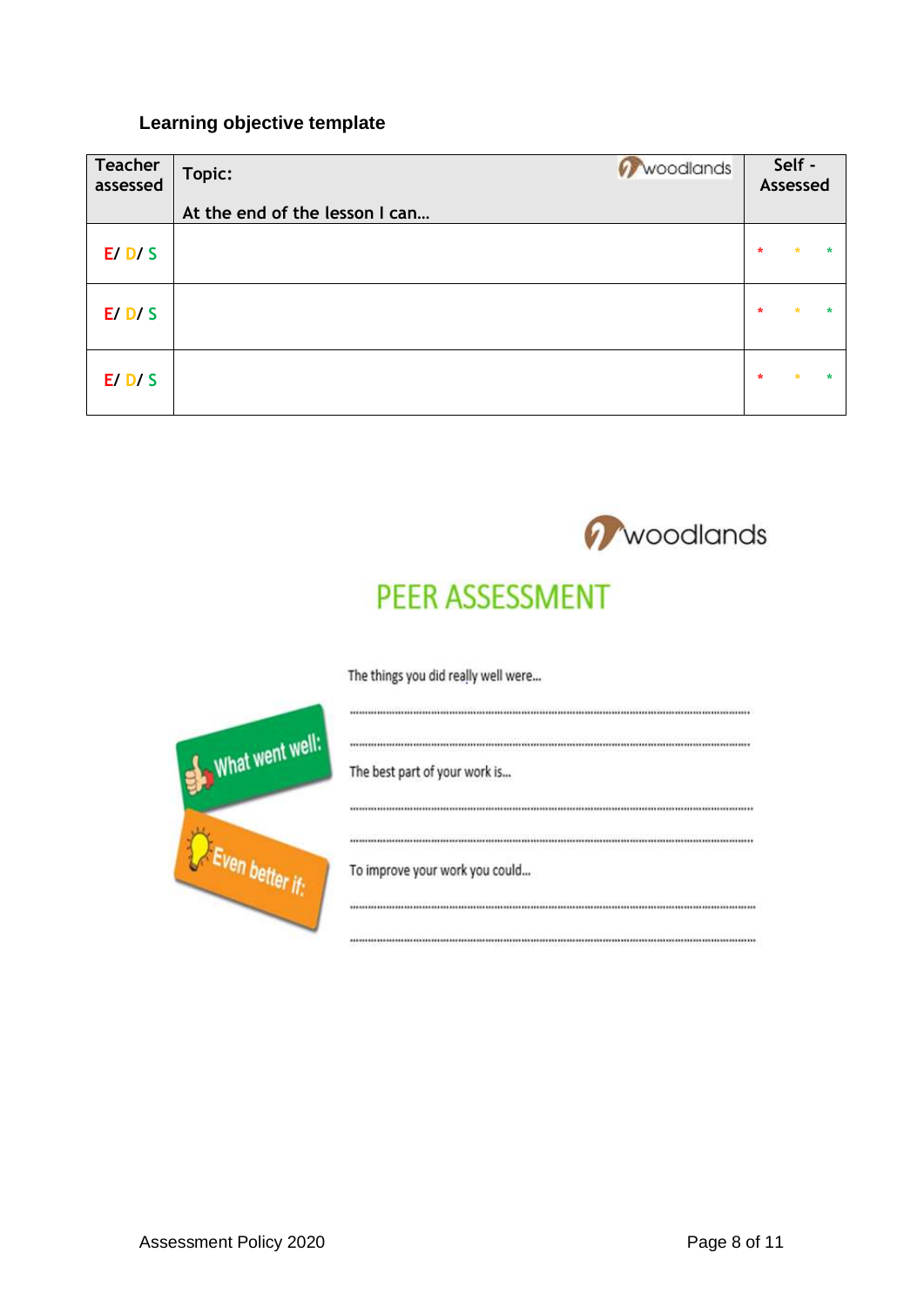### Learning objective template

| Teacher assessed | Topic: woodlands<br><br>At the end of the lesson I can… | Self - Assessed |
|---|---|---|
| E/ D/ S | | * * * |
| E/ D/ S | | * * * |
| E/ D/ S | | * * * |

woodlands

## PEER ASSESSMENT

What went well:

Even better if:

The things you did really well were…

…………………………………………………………………………………………………………

…………………………………………………………………………………………………………

The best part of your work is…

…………………………………………………………………………………………………………

…………………………………………………………………………………………………………

To improve your work you could…

…………………………………………………………………………………………………………

…………………………………………………………………………………………………………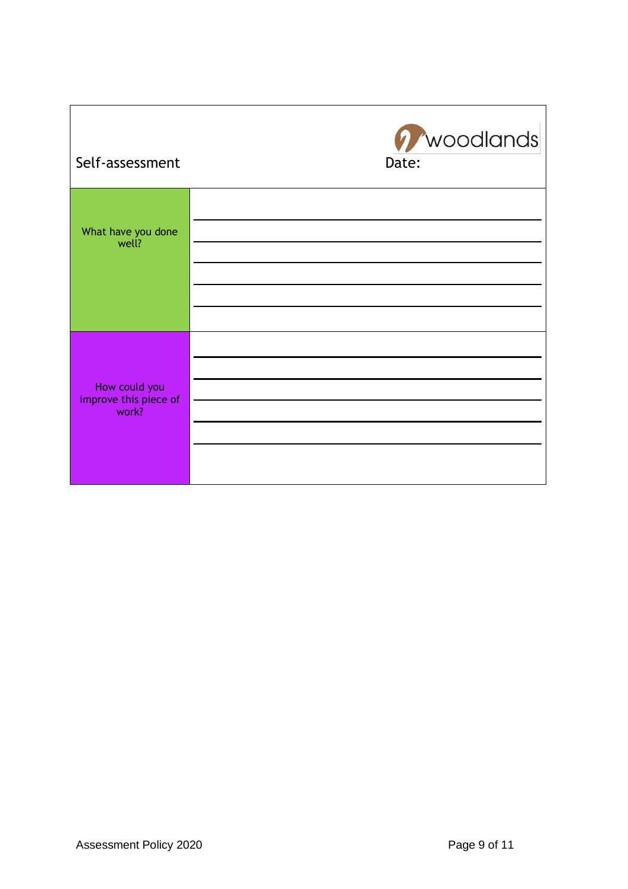| Self-assessment | woodlands<br>Date: |
|---|---|
| What have you done well? | |
| How could you improve this piece of work? | |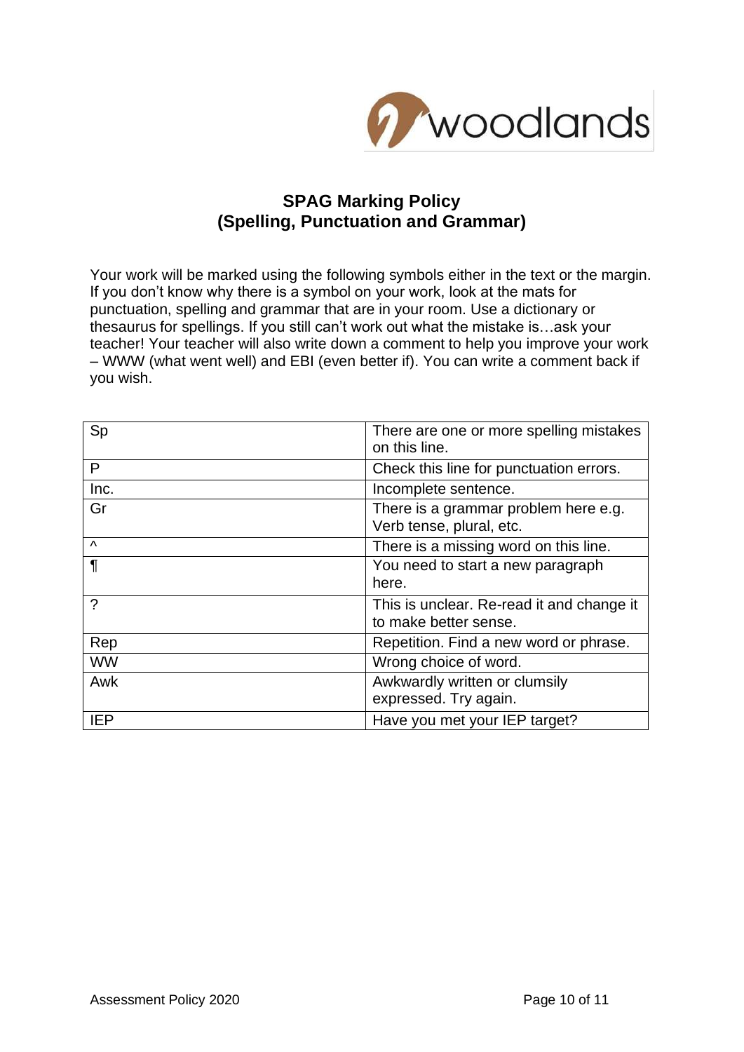woodlands

# SPAG Marking Policy
## (Spelling, Punctuation and Grammar)

Your work will be marked using the following symbols either in the text or the margin. If you don't know why there is a symbol on your work, look at the mats for punctuation, spelling and grammar that are in your room. Use a dictionary or thesaurus for spellings. If you still can't work out what the mistake is…ask your teacher! Your teacher will also write down a comment to help you improve your work – WWW (what went well) and EBI (even better if). You can write a comment back if you wish.

| Sp | There are one or more spelling mistakes on this line. |
|---|---|
| P | Check this line for punctuation errors. |
| Inc. | Incomplete sentence. |
| Gr | There is a grammar problem here e.g. Verb tense, plural, etc. |
| ^ | There is a missing word on this line. |
| ¶ | You need to start a new paragraph here. |
| ? | This is unclear. Re-read it and change it to make better sense. |
| Rep | Repetition. Find a new word or phrase. |
| WW | Wrong choice of word. |
| Awk | Awkwardly written or clumsily expressed. Try again. |
| IEP | Have you met your IEP target? |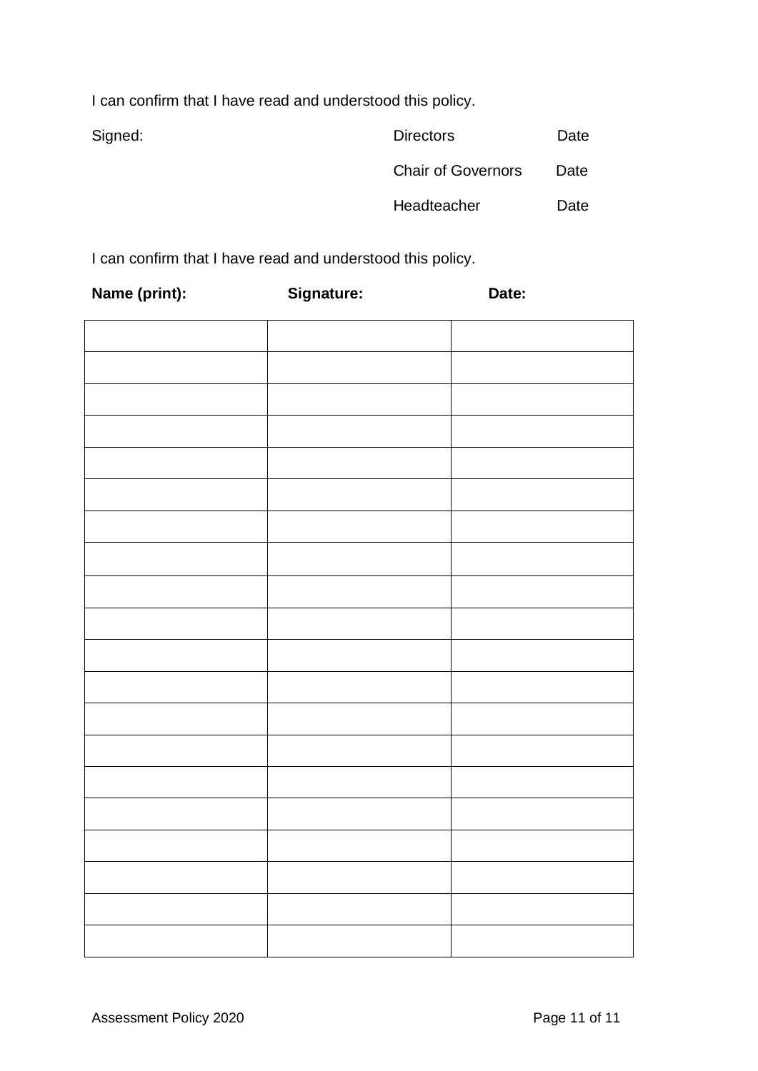I can confirm that I have read and understood this policy.

Signed: Directors Date

Chair of Governors Date

Headteacher Date

I can confirm that I have read and understood this policy.

| **Name (print):** | **Signature:** | **Date:** |
|---|---|---|
| | | |
| | | |
| | | |
| | | |
| | | |
| | | |
| | | |
| | | |
| | | |
| | | |
| | | |
| | | |
| | | |
| | | |
| | | |
| | | |
| | | |
| | | |
| | | |
| | | |